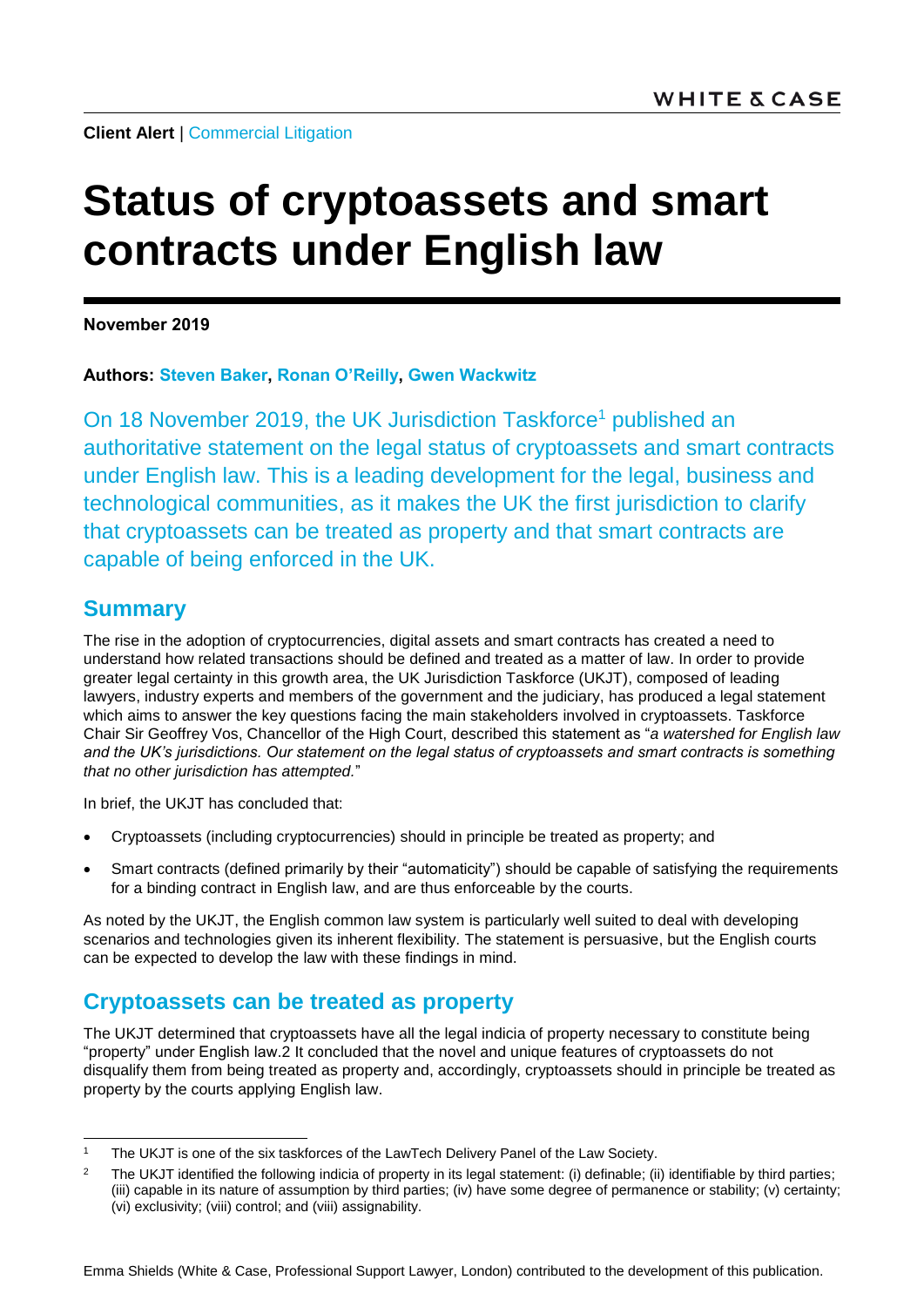**Client Alert** | Commercial Litigation

# Status of cryptoassets and smart contracts under English law

**November 2019**

**Authors: Steven Baker, Ronan O'Reilly, Gwen Wackwitz**

On 18 November 2019, the UK Jurisdiction Taskforce[1] published an authoritative statement on the legal status of cryptoassets and smart contracts under English law. This is a leading development for the legal, business and technological communities, as it makes the UK the first jurisdiction to clarify that cryptoassets can be treated as property and that smart contracts are capable of being enforced in the UK.

## Summary

The rise in the adoption of cryptocurrencies, digital assets and smart contracts has created a need to understand how related transactions should be defined and treated as a matter of law. In order to provide greater legal certainty in this growth area, the UK Jurisdiction Taskforce (UKJT), composed of leading lawyers, industry experts and members of the government and the judiciary, has produced a legal statement which aims to answer the key questions facing the main stakeholders involved in cryptoassets. Taskforce Chair Sir Geoffrey Vos, Chancellor of the High Court, described this statement as "*a watershed for English law and the UK's jurisdictions. Our statement on the legal status of cryptoassets and smart contracts is something that no other jurisdiction has attempted.*"

In brief, the UKJT has concluded that:

- Cryptoassets (including cryptocurrencies) should in principle be treated as property; and
- Smart contracts (defined primarily by their "automaticity") should be capable of satisfying the requirements for a binding contract in English law, and are thus enforceable by the courts.

As noted by the UKJT, the English common law system is particularly well suited to deal with developing scenarios and technologies given its inherent flexibility. The statement is persuasive, but the English courts can be expected to develop the law with these findings in mind.

## Cryptoassets can be treated as property

The UKJT determined that cryptoassets have all the legal indicia of property necessary to constitute being "property" under English law.2 It concluded that the novel and unique features of cryptoassets do not disqualify them from being treated as property and, accordingly, cryptoassets should in principle be treated as property by the courts applying English law.

---

[1] The UKJT is one of the six taskforces of the LawTech Delivery Panel of the Law Society.

[2] The UKJT identified the following indicia of property in its legal statement: (i) definable; (ii) identifiable by third parties; (iii) capable in its nature of assumption by third parties; (iv) have some degree of permanence or stability; (v) certainty; (vi) exclusivity; (viii) control; and (viii) assignability.

Emma Shields (White & Case, Professional Support Lawyer, London) contributed to the development of this publication.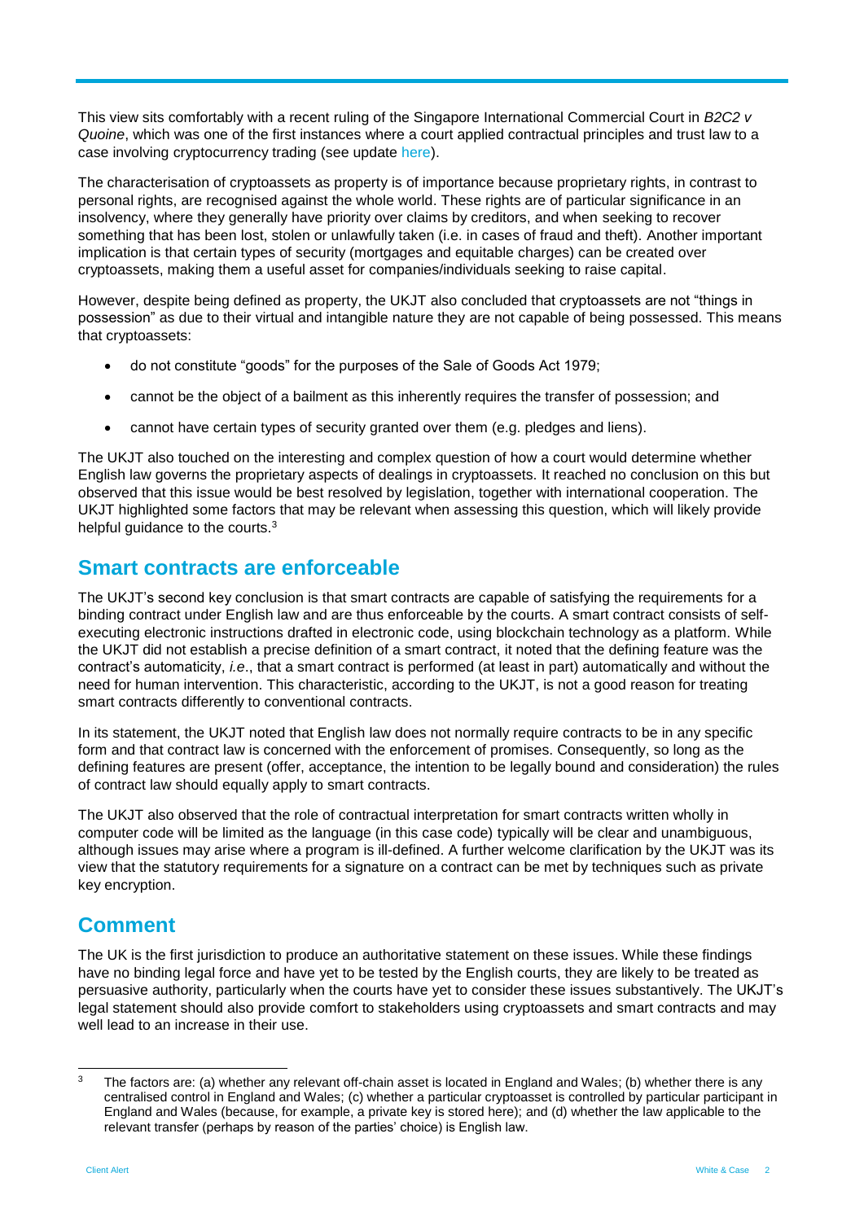This view sits comfortably with a recent ruling of the Singapore International Commercial Court in *B2C2 v Quoine*, which was one of the first instances where a court applied contractual principles and trust law to a case involving cryptocurrency trading (see update here).

The characterisation of cryptoassets as property is of importance because proprietary rights, in contrast to personal rights, are recognised against the whole world. These rights are of particular significance in an insolvency, where they generally have priority over claims by creditors, and when seeking to recover something that has been lost, stolen or unlawfully taken (i.e. in cases of fraud and theft). Another important implication is that certain types of security (mortgages and equitable charges) can be created over cryptoassets, making them a useful asset for companies/individuals seeking to raise capital.

However, despite being defined as property, the UKJT also concluded that cryptoassets are not "things in possession" as due to their virtual and intangible nature they are not capable of being possessed. This means that cryptoassets:

- do not constitute "goods" for the purposes of the Sale of Goods Act 1979;
- cannot be the object of a bailment as this inherently requires the transfer of possession; and
- cannot have certain types of security granted over them (e.g. pledges and liens).

The UKJT also touched on the interesting and complex question of how a court would determine whether English law governs the proprietary aspects of dealings in cryptoassets. It reached no conclusion on this but observed that this issue would be best resolved by legislation, together with international cooperation. The UKJT highlighted some factors that may be relevant when assessing this question, which will likely provide helpful guidance to the courts.[3]

## Smart contracts are enforceable

The UKJT's second key conclusion is that smart contracts are capable of satisfying the requirements for a binding contract under English law and are thus enforceable by the courts. A smart contract consists of self-executing electronic instructions drafted in electronic code, using blockchain technology as a platform. While the UKJT did not establish a precise definition of a smart contract, it noted that the defining feature was the contract's automaticity, *i.e*., that a smart contract is performed (at least in part) automatically and without the need for human intervention. This characteristic, according to the UKJT, is not a good reason for treating smart contracts differently to conventional contracts.

In its statement, the UKJT noted that English law does not normally require contracts to be in any specific form and that contract law is concerned with the enforcement of promises. Consequently, so long as the defining features are present (offer, acceptance, the intention to be legally bound and consideration) the rules of contract law should equally apply to smart contracts.

The UKJT also observed that the role of contractual interpretation for smart contracts written wholly in computer code will be limited as the language (in this case code) typically will be clear and unambiguous, although issues may arise where a program is ill-defined. A further welcome clarification by the UKJT was its view that the statutory requirements for a signature on a contract can be met by techniques such as private key encryption.

## Comment

The UK is the first jurisdiction to produce an authoritative statement on these issues. While these findings have no binding legal force and have yet to be tested by the English courts, they are likely to be treated as persuasive authority, particularly when the courts have yet to consider these issues substantively. The UKJT's legal statement should also provide comfort to stakeholders using cryptoassets and smart contracts and may well lead to an increase in their use.

---

[3] The factors are: (a) whether any relevant off-chain asset is located in England and Wales; (b) whether there is any centralised control in England and Wales; (c) whether a particular cryptoasset is controlled by particular participant in England and Wales (because, for example, a private key is stored here); and (d) whether the law applicable to the relevant transfer (perhaps by reason of the parties' choice) is English law.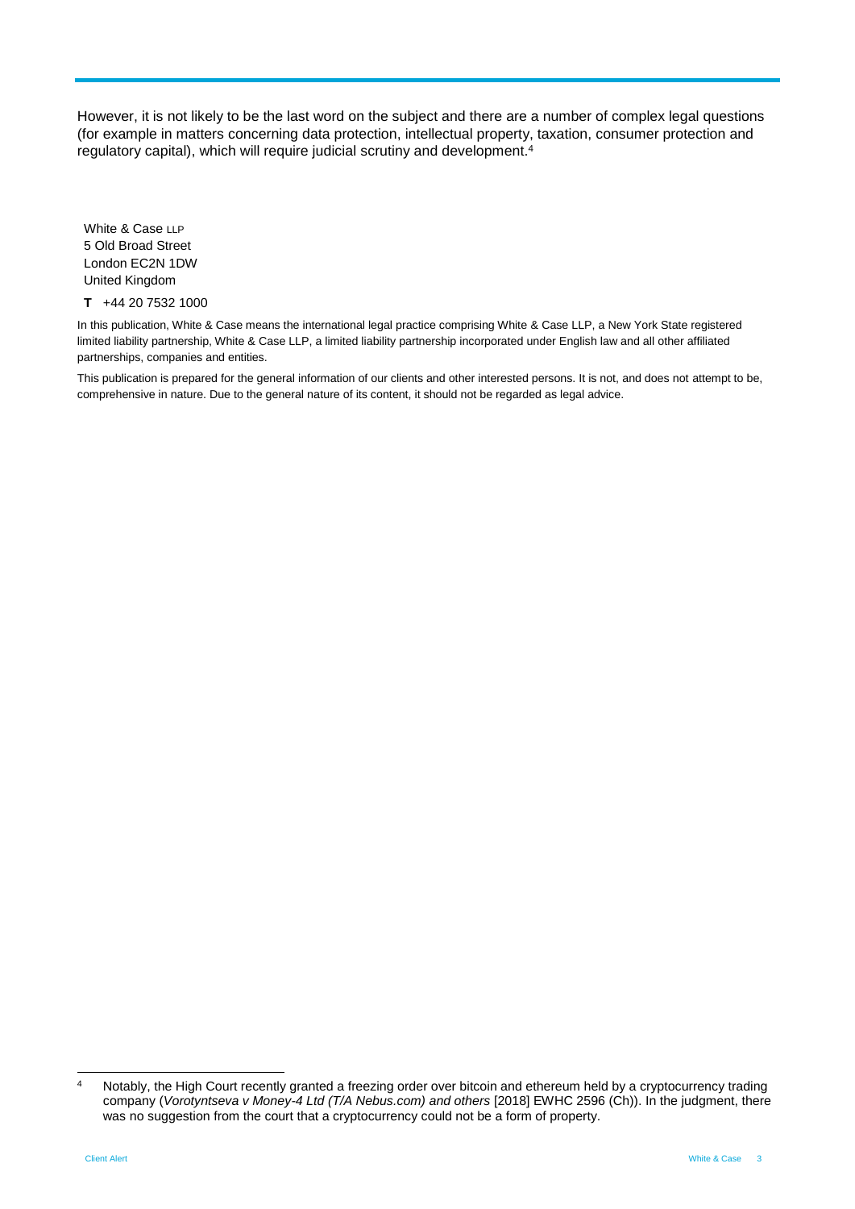However, it is not likely to be the last word on the subject and there are a number of complex legal questions (for example in matters concerning data protection, intellectual property, taxation, consumer protection and regulatory capital), which will require judicial scrutiny and development.[4]

White & Case LLP
5 Old Broad Street
London EC2N 1DW
United Kingdom

**T** +44 20 7532 1000

In this publication, White & Case means the international legal practice comprising White & Case LLP, a New York State registered limited liability partnership, White & Case LLP, a limited liability partnership incorporated under English law and all other affiliated partnerships, companies and entities.

This publication is prepared for the general information of our clients and other interested persons. It is not, and does not attempt to be, comprehensive in nature. Due to the general nature of its content, it should not be regarded as legal advice.

---

[4] Notably, the High Court recently granted a freezing order over bitcoin and ethereum held by a cryptocurrency trading company (*Vorotyntseva v Money-4 Ltd (T/A Nebus.com) and others* [2018] EWHC 2596 (Ch)). In the judgment, there was no suggestion from the court that a cryptocurrency could not be a form of property.